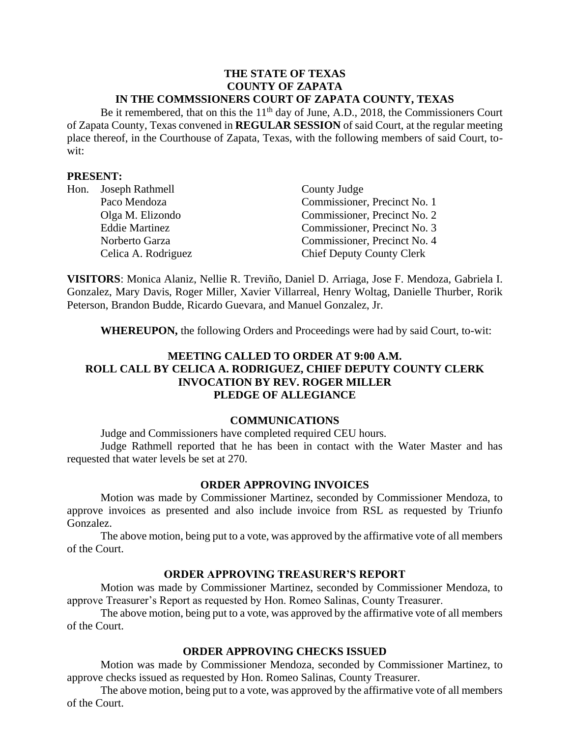**THE STATE OF TEXAS**
**COUNTY OF ZAPATA**
**IN THE COMMSSIONERS COURT OF ZAPATA COUNTY, TEXAS**

Be it remembered, that on this the 11th day of June, A.D., 2018, the Commissioners Court of Zapata County, Texas convened in **REGULAR SESSION** of said Court, at the regular meeting place thereof, in the Courthouse of Zapata, Texas, with the following members of said Court, to-wit:

**PRESENT:**

| | | |
|---|---|---|
| Hon. | Joseph Rathmell | County Judge |
| | Paco Mendoza | Commissioner, Precinct No. 1 |
| | Olga M. Elizondo | Commissioner, Precinct No. 2 |
| | Eddie Martinez | Commissioner, Precinct No. 3 |
| | Norberto Garza | Commissioner, Precinct No. 4 |
| | Celica A. Rodriguez | Chief Deputy County Clerk |

**VISITORS**: Monica Alaniz, Nellie R. Treviño, Daniel D. Arriaga, Jose F. Mendoza, Gabriela I. Gonzalez, Mary Davis, Roger Miller, Xavier Villarreal, Henry Woltag, Danielle Thurber, Rorik Peterson, Brandon Budde, Ricardo Guevara, and Manuel Gonzalez, Jr.

**WHEREUPON,** the following Orders and Proceedings were had by said Court, to-wit:

**MEETING CALLED TO ORDER AT 9:00 A.M.**
**ROLL CALL BY CELICA A. RODRIGUEZ, CHIEF DEPUTY COUNTY CLERK**
**INVOCATION BY REV. ROGER MILLER**
**PLEDGE OF ALLEGIANCE**

## COMMUNICATIONS

Judge and Commissioners have completed required CEU hours.

Judge Rathmell reported that he has been in contact with the Water Master and has requested that water levels be set at 270.

## ORDER APPROVING INVOICES

Motion was made by Commissioner Martinez, seconded by Commissioner Mendoza, to approve invoices as presented and also include invoice from RSL as requested by Triunfo Gonzalez.

The above motion, being put to a vote, was approved by the affirmative vote of all members of the Court.

## ORDER APPROVING TREASURER'S REPORT

Motion was made by Commissioner Martinez, seconded by Commissioner Mendoza, to approve Treasurer's Report as requested by Hon. Romeo Salinas, County Treasurer.

The above motion, being put to a vote, was approved by the affirmative vote of all members of the Court.

## ORDER APPROVING CHECKS ISSUED

Motion was made by Commissioner Mendoza, seconded by Commissioner Martinez, to approve checks issued as requested by Hon. Romeo Salinas, County Treasurer.

The above motion, being put to a vote, was approved by the affirmative vote of all members of the Court.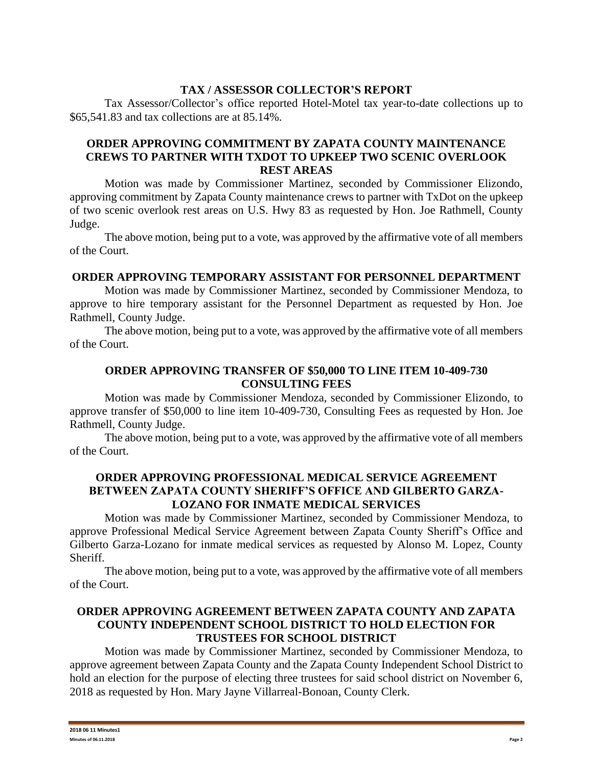## TAX / ASSESSOR COLLECTOR'S REPORT

Tax Assessor/Collector's office reported Hotel-Motel tax year-to-date collections up to $65,541.83 and tax collections are at 85.14%.

## ORDER APPROVING COMMITMENT BY ZAPATA COUNTY MAINTENANCE CREWS TO PARTNER WITH TXDOT TO UPKEEP TWO SCENIC OVERLOOK REST AREAS

Motion was made by Commissioner Martinez, seconded by Commissioner Elizondo, approving commitment by Zapata County maintenance crews to partner with TxDot on the upkeep of two scenic overlook rest areas on U.S. Hwy 83 as requested by Hon. Joe Rathmell, County Judge.

The above motion, being put to a vote, was approved by the affirmative vote of all members of the Court.

## ORDER APPROVING TEMPORARY ASSISTANT FOR PERSONNEL DEPARTMENT

Motion was made by Commissioner Martinez, seconded by Commissioner Mendoza, to approve to hire temporary assistant for the Personnel Department as requested by Hon. Joe Rathmell, County Judge.

The above motion, being put to a vote, was approved by the affirmative vote of all members of the Court.

## ORDER APPROVING TRANSFER OF $50,000 TO LINE ITEM 10-409-730 CONSULTING FEES

Motion was made by Commissioner Mendoza, seconded by Commissioner Elizondo, to approve transfer of $50,000 to line item 10-409-730, Consulting Fees as requested by Hon. Joe Rathmell, County Judge.

The above motion, being put to a vote, was approved by the affirmative vote of all members of the Court.

## ORDER APPROVING PROFESSIONAL MEDICAL SERVICE AGREEMENT BETWEEN ZAPATA COUNTY SHERIFF'S OFFICE AND GILBERTO GARZA-LOZANO FOR INMATE MEDICAL SERVICES

Motion was made by Commissioner Martinez, seconded by Commissioner Mendoza, to approve Professional Medical Service Agreement between Zapata County Sheriff's Office and Gilberto Garza-Lozano for inmate medical services as requested by Alonso M. Lopez, County Sheriff.

The above motion, being put to a vote, was approved by the affirmative vote of all members of the Court.

## ORDER APPROVING AGREEMENT BETWEEN ZAPATA COUNTY AND ZAPATA COUNTY INDEPENDENT SCHOOL DISTRICT TO HOLD ELECTION FOR TRUSTEES FOR SCHOOL DISTRICT

Motion was made by Commissioner Martinez, seconded by Commissioner Mendoza, to approve agreement between Zapata County and the Zapata County Independent School District to hold an election for the purpose of electing three trustees for said school district on November 6, 2018 as requested by Hon. Mary Jayne Villarreal-Bonoan, County Clerk.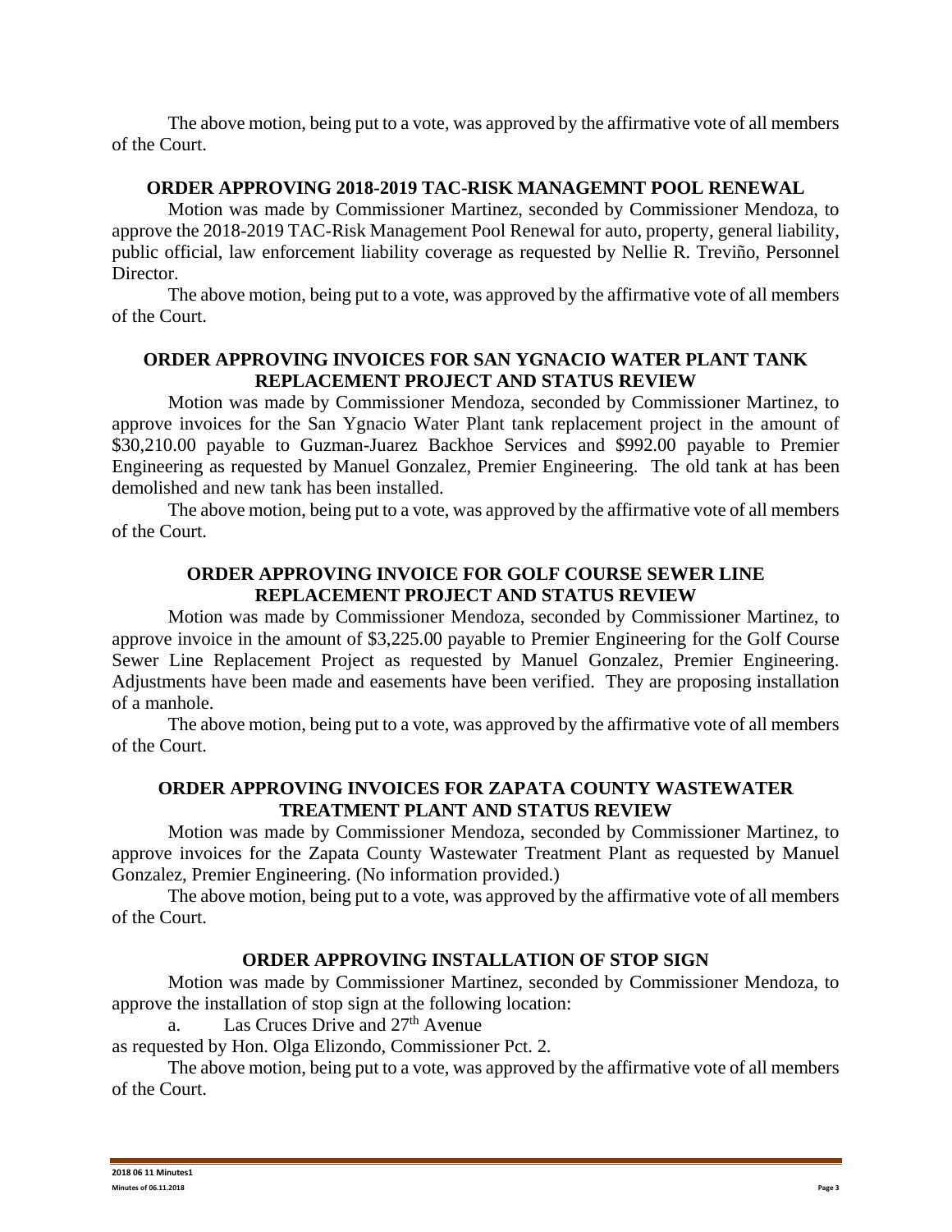The above motion, being put to a vote, was approved by the affirmative vote of all members of the Court.

## ORDER APPROVING 2018-2019 TAC-RISK MANAGEMNT POOL RENEWAL

Motion was made by Commissioner Martinez, seconded by Commissioner Mendoza, to approve the 2018-2019 TAC-Risk Management Pool Renewal for auto, property, general liability, public official, law enforcement liability coverage as requested by Nellie R. Treviño, Personnel Director.

The above motion, being put to a vote, was approved by the affirmative vote of all members of the Court.

## ORDER APPROVING INVOICES FOR SAN YGNACIO WATER PLANT TANK REPLACEMENT PROJECT AND STATUS REVIEW

Motion was made by Commissioner Mendoza, seconded by Commissioner Martinez, to approve invoices for the San Ygnacio Water Plant tank replacement project in the amount of $30,210.00 payable to Guzman-Juarez Backhoe Services and $992.00 payable to Premier Engineering as requested by Manuel Gonzalez, Premier Engineering. The old tank at has been demolished and new tank has been installed.

The above motion, being put to a vote, was approved by the affirmative vote of all members of the Court.

## ORDER APPROVING INVOICE FOR GOLF COURSE SEWER LINE REPLACEMENT PROJECT AND STATUS REVIEW

Motion was made by Commissioner Mendoza, seconded by Commissioner Martinez, to approve invoice in the amount of $3,225.00 payable to Premier Engineering for the Golf Course Sewer Line Replacement Project as requested by Manuel Gonzalez, Premier Engineering. Adjustments have been made and easements have been verified. They are proposing installation of a manhole.

The above motion, being put to a vote, was approved by the affirmative vote of all members of the Court.

## ORDER APPROVING INVOICES FOR ZAPATA COUNTY WASTEWATER TREATMENT PLANT AND STATUS REVIEW

Motion was made by Commissioner Mendoza, seconded by Commissioner Martinez, to approve invoices for the Zapata County Wastewater Treatment Plant as requested by Manuel Gonzalez, Premier Engineering. (No information provided.)

The above motion, being put to a vote, was approved by the affirmative vote of all members of the Court.

## ORDER APPROVING INSTALLATION OF STOP SIGN

Motion was made by Commissioner Martinez, seconded by Commissioner Mendoza, to approve the installation of stop sign at the following location:

a. Las Cruces Drive and 27th Avenue

as requested by Hon. Olga Elizondo, Commissioner Pct. 2.

The above motion, being put to a vote, was approved by the affirmative vote of all members of the Court.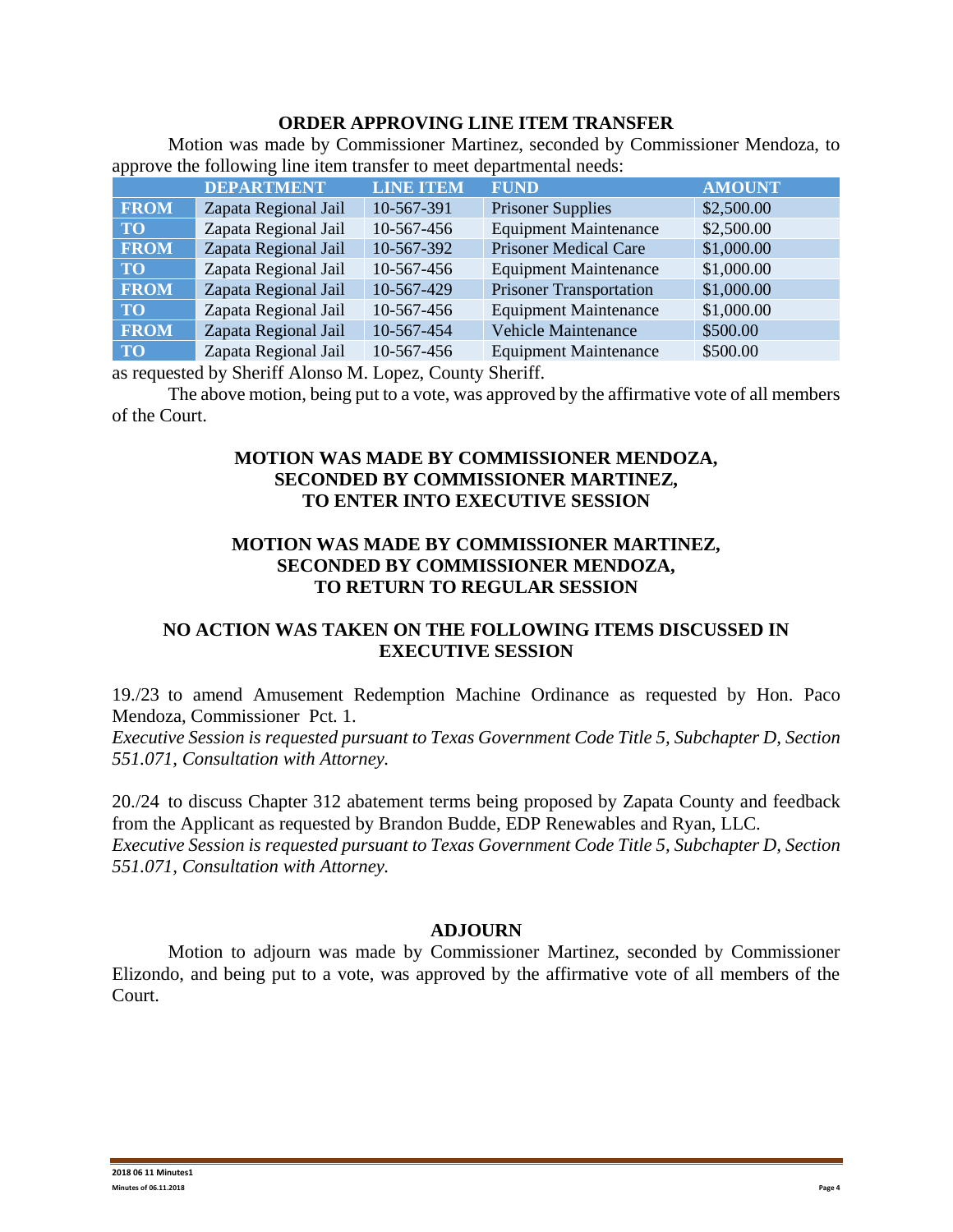### ORDER APPROVING LINE ITEM TRANSFER

Motion was made by Commissioner Martinez, seconded by Commissioner Mendoza, to approve the following line item transfer to meet departmental needs:

| | DEPARTMENT | LINE ITEM | FUND | AMOUNT |
|---|---|---|---|---|
| FROM | Zapata Regional Jail | 10-567-391 | Prisoner Supplies | $2,500.00 |
| TO | Zapata Regional Jail | 10-567-456 | Equipment Maintenance | $2,500.00 |
| FROM | Zapata Regional Jail | 10-567-392 | Prisoner Medical Care | $1,000.00 |
| TO | Zapata Regional Jail | 10-567-456 | Equipment Maintenance | $1,000.00 |
| FROM | Zapata Regional Jail | 10-567-429 | Prisoner Transportation | $1,000.00 |
| TO | Zapata Regional Jail | 10-567-456 | Equipment Maintenance | $1,000.00 |
| FROM | Zapata Regional Jail | 10-567-454 | Vehicle Maintenance | $500.00 |
| TO | Zapata Regional Jail | 10-567-456 | Equipment Maintenance | $500.00 |

as requested by Sheriff Alonso M. Lopez, County Sheriff.

The above motion, being put to a vote, was approved by the affirmative vote of all members of the Court.

### MOTION WAS MADE BY COMMISSIONER MENDOZA, SECONDED BY COMMISSIONER MARTINEZ, TO ENTER INTO EXECUTIVE SESSION

### MOTION WAS MADE BY COMMISSIONER MARTINEZ, SECONDED BY COMMISSIONER MENDOZA, TO RETURN TO REGULAR SESSION

### NO ACTION WAS TAKEN ON THE FOLLOWING ITEMS DISCUSSED IN EXECUTIVE SESSION

19./23 to amend Amusement Redemption Machine Ordinance as requested by Hon. Paco Mendoza, Commissioner Pct. 1.
*Executive Session is requested pursuant to Texas Government Code Title 5, Subchapter D, Section 551.071, Consultation with Attorney.*

20./24 to discuss Chapter 312 abatement terms being proposed by Zapata County and feedback from the Applicant as requested by Brandon Budde, EDP Renewables and Ryan, LLC.
*Executive Session is requested pursuant to Texas Government Code Title 5, Subchapter D, Section 551.071, Consultation with Attorney.*

### ADJOURN

Motion to adjourn was made by Commissioner Martinez, seconded by Commissioner Elizondo, and being put to a vote, was approved by the affirmative vote of all members of the Court.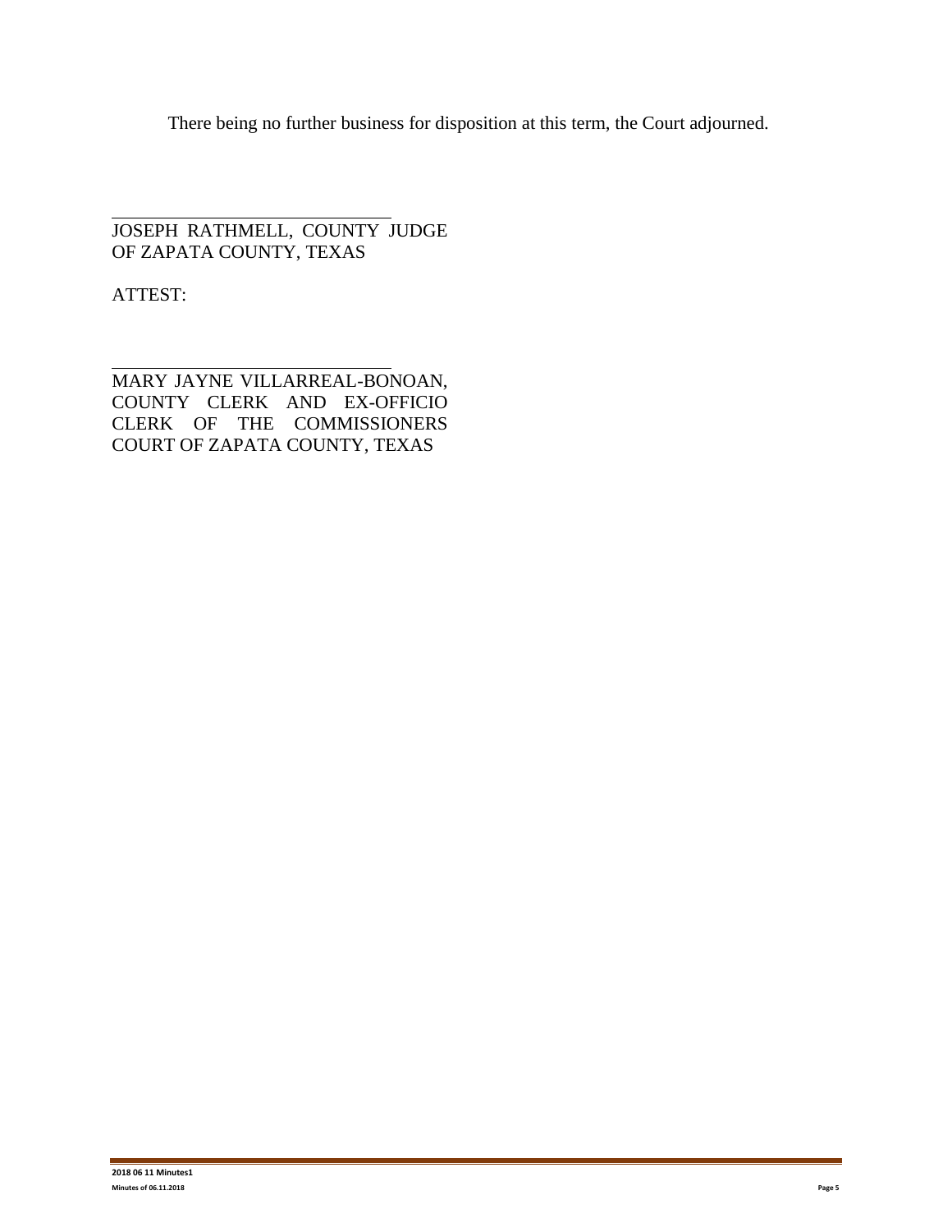There being no further business for disposition at this term, the Court adjourned.

\_\_\_\_\_\_\_\_\_\_\_\_\_\_\_\_\_\_\_\_\_\_\_\_\_\_\_\_\_\_

JOSEPH RATHMELL, COUNTY JUDGE
OF ZAPATA COUNTY, TEXAS

ATTEST:

\_\_\_\_\_\_\_\_\_\_\_\_\_\_\_\_\_\_\_\_\_\_\_\_\_\_\_\_\_\_

MARY JAYNE VILLARREAL-BONOAN,
COUNTY CLERK AND EX-OFFICIO
CLERK OF THE COMMISSIONERS
COURT OF ZAPATA COUNTY, TEXAS